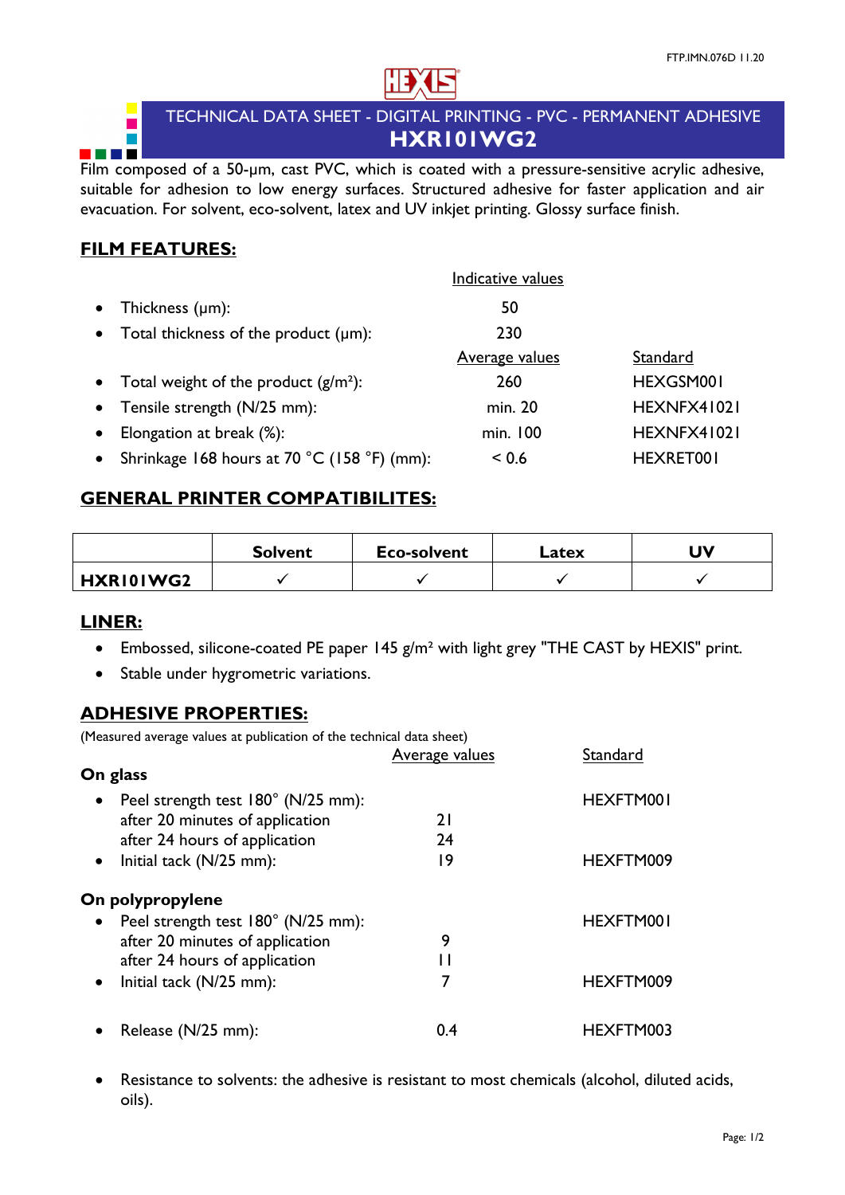FTP.IMN.076D 11.20

# TECHNICAL DATA SHEET - DIGITAL PRINTING - PVC - PERMANENT ADHESIVE

## HXR101WG2

Film composed of a 50-µm, cast PVC, which is coated with a pressure-sensitive acrylic adhesive, suitable for adhesion to low energy surfaces. Structured adhesive for faster application and air evacuation. For solvent, eco-solvent, latex and UV inkjet printing. Glossy surface finish.

## FILM FEATURES:

| | Indicative values | |
|---|---|---|
| • Thickness (µm): | 50 | |
| • Total thickness of the product (µm): | 230 | |
| | Average values | Standard |
| • Total weight of the product (g/m²): | 260 | HEXGSM001 |
| • Tensile strength (N/25 mm): | min. 20 | HEXNFX41021 |
| • Elongation at break (%): | min. 100 | HEXNFX41021 |
| • Shrinkage 168 hours at 70 °C (158 °F) (mm): | < 0.6 | HEXRET001 |

## GENERAL PRINTER COMPATIBILITES:

| | Solvent | Eco-solvent | Latex | UV |
|---|---|---|---|---|
| **HXR101WG2** | ✓ | ✓ | ✓ | ✓ |

## LINER:

- Embossed, silicone-coated PE paper 145 g/m² with light grey "THE CAST by HEXIS" print.
- Stable under hygrometric variations.

## ADHESIVE PROPERTIES:

(Measured average values at publication of the technical data sheet)

| | Average values | Standard |
|---|---|---|
| **On glass** | | |
| • Peel strength test 180° (N/25 mm): | | HEXFTM001 |
| after 20 minutes of application | 21 | |
| after 24 hours of application | 24 | |
| • Initial tack (N/25 mm): | 19 | HEXFTM009 |
| **On polypropylene** | | |
| • Peel strength test 180° (N/25 mm): | | HEXFTM001 |
| after 20 minutes of application | 9 | |
| after 24 hours of application | 11 | |
| • Initial tack (N/25 mm): | 7 | HEXFTM009 |
| • Release (N/25 mm): | 0.4 | HEXFTM003 |

- Resistance to solvents: the adhesive is resistant to most chemicals (alcohol, diluted acids, oils).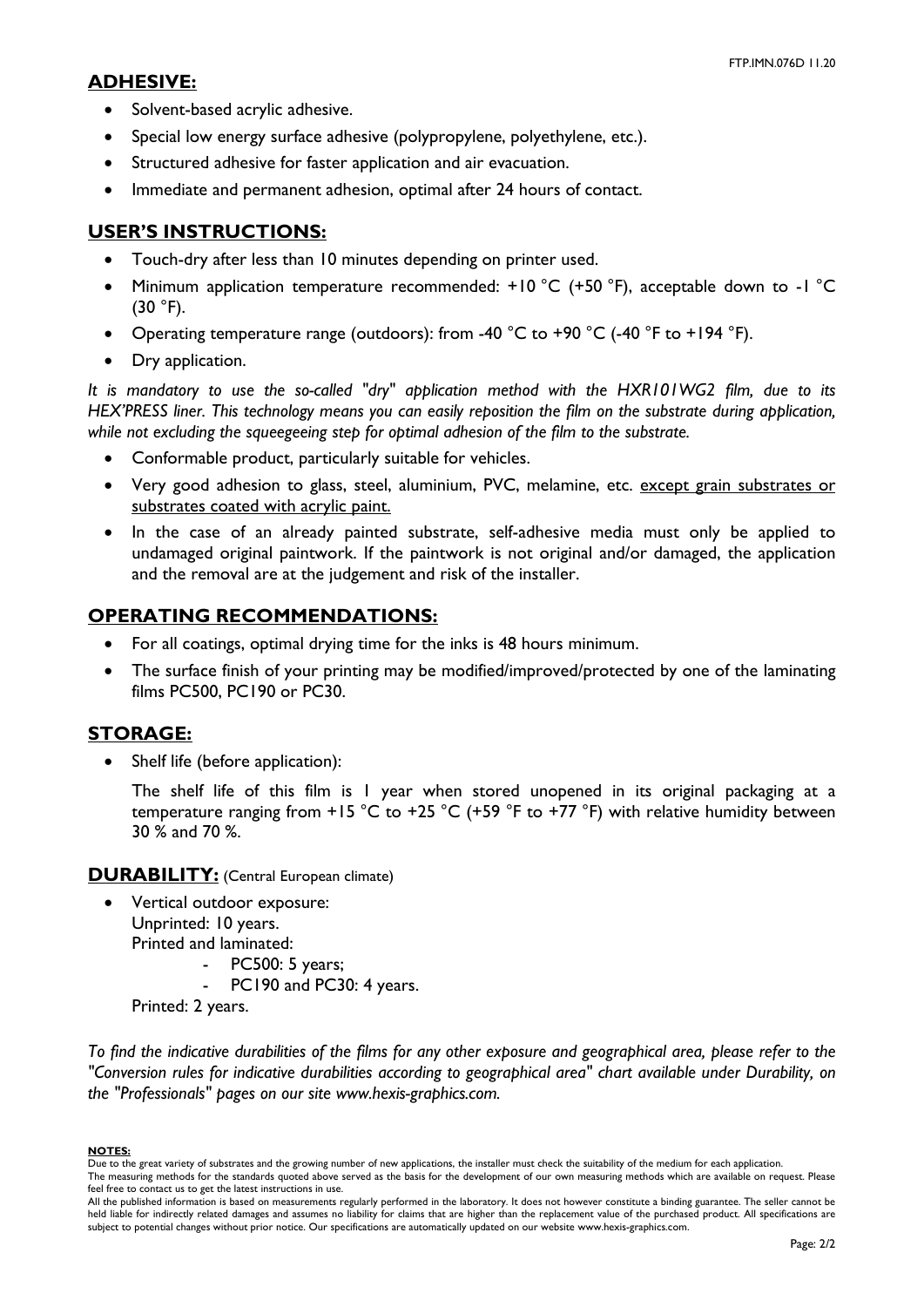## ADHESIVE:

- Solvent-based acrylic adhesive.
- Special low energy surface adhesive (polypropylene, polyethylene, etc.).
- Structured adhesive for faster application and air evacuation.
- Immediate and permanent adhesion, optimal after 24 hours of contact.

## USER'S INSTRUCTIONS:

- Touch-dry after less than 10 minutes depending on printer used.
- Minimum application temperature recommended: +10 °C (+50 °F), acceptable down to -1 °C (30 °F).
- Operating temperature range (outdoors): from -40 °C to +90 °C (-40 °F to +194 °F).
- Dry application.

*It is mandatory to use the so-called "dry" application method with the HXR101WG2 film, due to its HEX'PRESS liner. This technology means you can easily reposition the film on the substrate during application, while not excluding the squeegeeing step for optimal adhesion of the film to the substrate.*

- Conformable product, particularly suitable for vehicles.
- Very good adhesion to glass, steel, aluminium, PVC, melamine, etc. <u>except grain substrates or substrates coated with acrylic paint.</u>
- In the case of an already painted substrate, self-adhesive media must only be applied to undamaged original paintwork. If the paintwork is not original and/or damaged, the application and the removal are at the judgement and risk of the installer.

## OPERATING RECOMMENDATIONS:

- For all coatings, optimal drying time for the inks is 48 hours minimum.
- The surface finish of your printing may be modified/improved/protected by one of the laminating films PC500, PC190 or PC30.

## STORAGE:

- Shelf life (before application):

  The shelf life of this film is 1 year when stored unopened in its original packaging at a temperature ranging from +15 °C to +25 °C (+59 °F to +77 °F) with relative humidity between 30 % and 70 %.

## DURABILITY: (Central European climate)

- Vertical outdoor exposure:
  Unprinted: 10 years.
  Printed and laminated:
    - PC500: 5 years;
    - PC190 and PC30: 4 years.

  Printed: 2 years.

*To find the indicative durabilities of the films for any other exposure and geographical area, please refer to the "Conversion rules for indicative durabilities according to geographical area" chart available under Durability, on the "Professionals" pages on our site www.hexis-graphics.com.*

**NOTES:**

Due to the great variety of substrates and the growing number of new applications, the installer must check the suitability of the medium for each application.

The measuring methods for the standards quoted above served as the basis for the development of our own measuring methods which are available on request. Please feel free to contact us to get the latest instructions in use.

All the published information is based on measurements regularly performed in the laboratory. It does not however constitute a binding guarantee. The seller cannot be held liable for indirectly related damages and assumes no liability for claims that are higher than the replacement value of the purchased product. All specifications are subject to potential changes without prior notice. Our specifications are automatically updated on our website www.hexis-graphics.com.